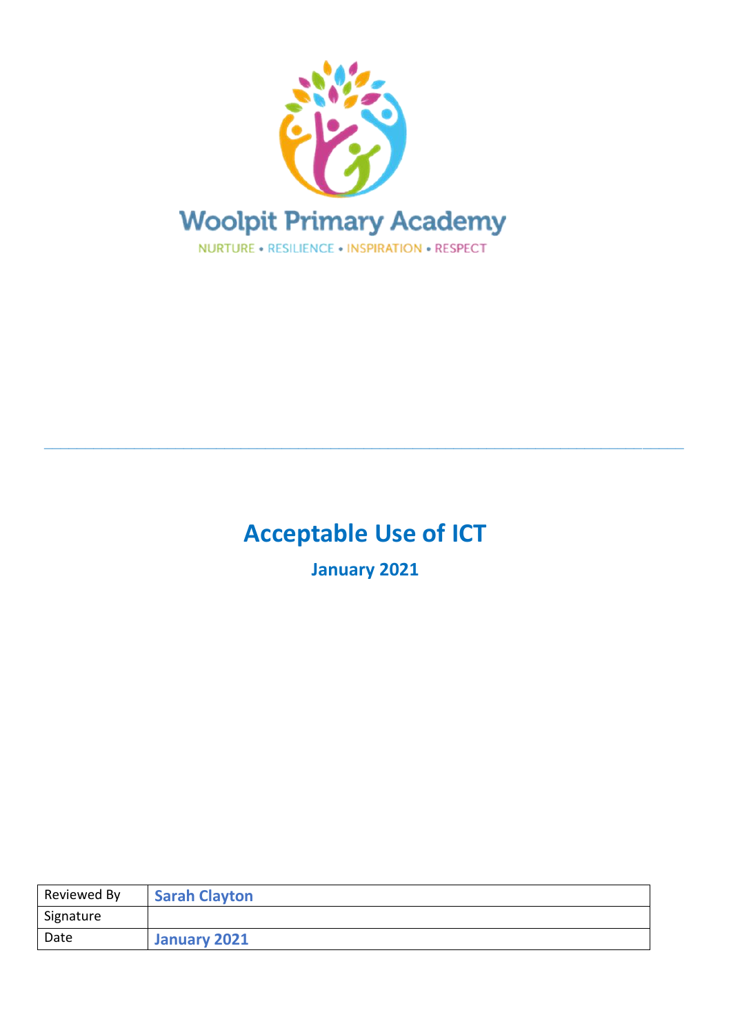Woolpit Primary Academy

NURTURE • RESILIENCE • INSPIRATION • RESPECT

---

# Acceptable Use of ICT

**January 2021**

| Reviewed By | **Sarah Clayton** |
|---|---|
| Signature | |
| Date | **January 2021** |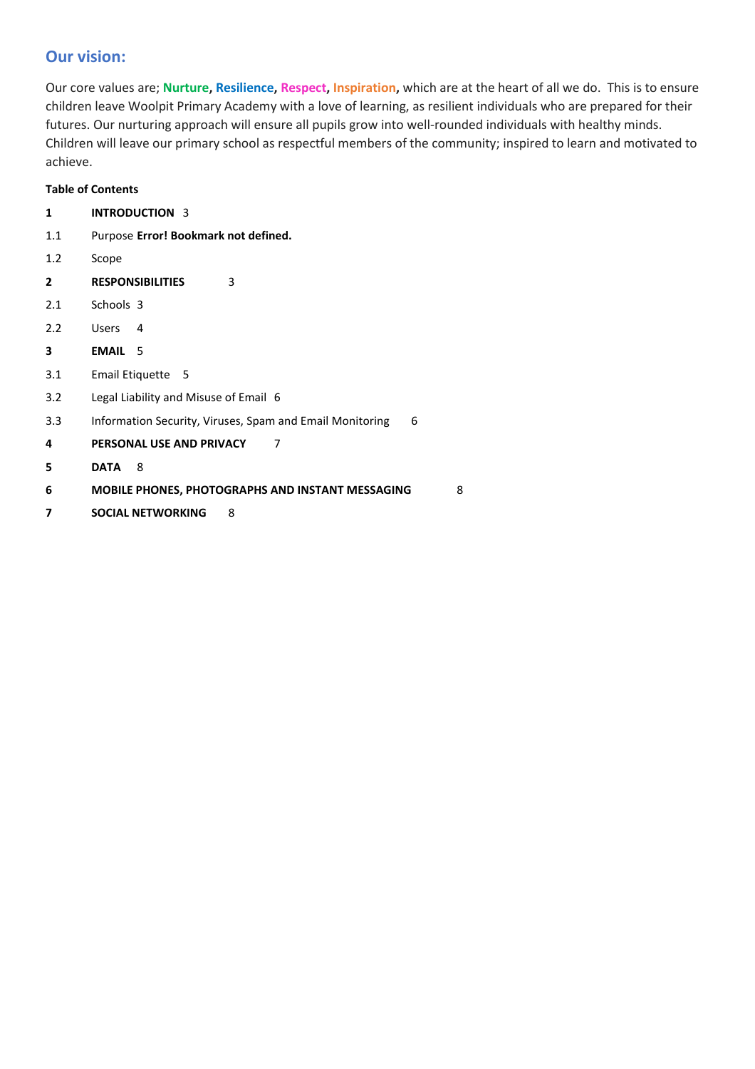## Our vision:

Our core values are; **Nurture**, **Resilience**, **Respect**, **Inspiration**, which are at the heart of all we do. This is to ensure children leave Woolpit Primary Academy with a love of learning, as resilient individuals who are prepared for their futures. Our nurturing approach will ensure all pupils grow into well-rounded individuals with healthy minds. Children will leave our primary school as respectful members of the community; inspired to learn and motivated to achieve.

**Table of Contents**

**1 INTRODUCTION** 3

1.1 Purpose **Error! Bookmark not defined.**

1.2 Scope

**2 RESPONSIBILITIES** 3

2.1 Schools 3

2.2 Users 4

**3 EMAIL** 5

3.1 Email Etiquette 5

3.2 Legal Liability and Misuse of Email 6

3.3 Information Security, Viruses, Spam and Email Monitoring 6

**4 PERSONAL USE AND PRIVACY** 7

**5 DATA** 8

**6 MOBILE PHONES, PHOTOGRAPHS AND INSTANT MESSAGING** 8

**7 SOCIAL NETWORKING** 8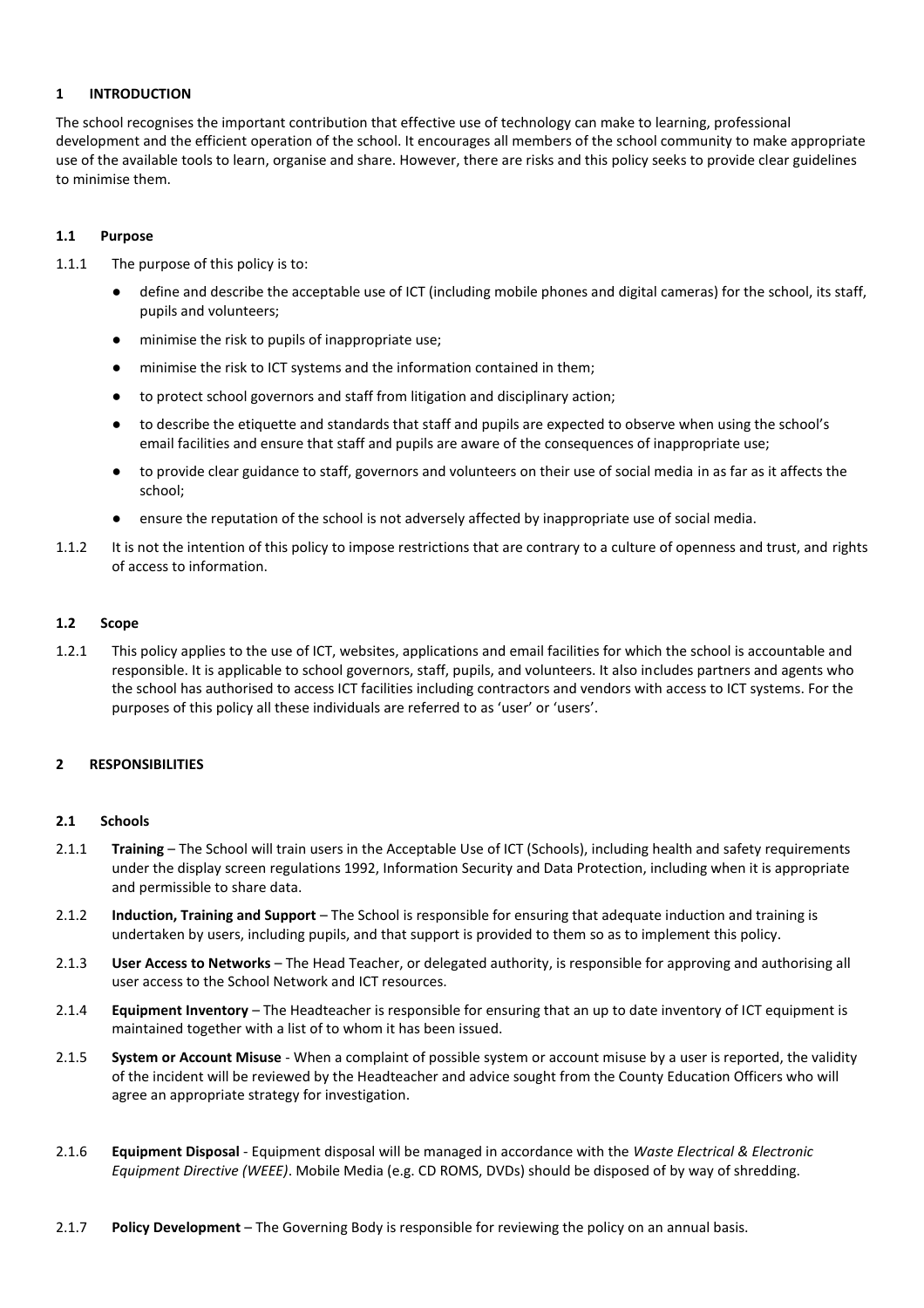## 1 INTRODUCTION

The school recognises the important contribution that effective use of technology can make to learning, professional development and the efficient operation of the school. It encourages all members of the school community to make appropriate use of the available tools to learn, organise and share. However, there are risks and this policy seeks to provide clear guidelines to minimise them.

### 1.1 Purpose

1.1.1 The purpose of this policy is to:

- define and describe the acceptable use of ICT (including mobile phones and digital cameras) for the school, its staff, pupils and volunteers;
- minimise the risk to pupils of inappropriate use;
- minimise the risk to ICT systems and the information contained in them;
- to protect school governors and staff from litigation and disciplinary action;
- to describe the etiquette and standards that staff and pupils are expected to observe when using the school's email facilities and ensure that staff and pupils are aware of the consequences of inappropriate use;
- to provide clear guidance to staff, governors and volunteers on their use of social media in as far as it affects the school;
- ensure the reputation of the school is not adversely affected by inappropriate use of social media.

1.1.2 It is not the intention of this policy to impose restrictions that are contrary to a culture of openness and trust, and rights of access to information.

### 1.2 Scope

1.2.1 This policy applies to the use of ICT, websites, applications and email facilities for which the school is accountable and responsible. It is applicable to school governors, staff, pupils, and volunteers. It also includes partners and agents who the school has authorised to access ICT facilities including contractors and vendors with access to ICT systems. For the purposes of this policy all these individuals are referred to as 'user' or 'users'.

## 2 RESPONSIBILITIES

### 2.1 Schools

2.1.1 **Training** – The School will train users in the Acceptable Use of ICT (Schools), including health and safety requirements under the display screen regulations 1992, Information Security and Data Protection, including when it is appropriate and permissible to share data.

2.1.2 **Induction, Training and Support** – The School is responsible for ensuring that adequate induction and training is undertaken by users, including pupils, and that support is provided to them so as to implement this policy.

2.1.3 **User Access to Networks** – The Head Teacher, or delegated authority, is responsible for approving and authorising all user access to the School Network and ICT resources.

2.1.4 **Equipment Inventory** – The Headteacher is responsible for ensuring that an up to date inventory of ICT equipment is maintained together with a list of to whom it has been issued.

2.1.5 **System or Account Misuse** - When a complaint of possible system or account misuse by a user is reported, the validity of the incident will be reviewed by the Headteacher and advice sought from the County Education Officers who will agree an appropriate strategy for investigation.

2.1.6 **Equipment Disposal** - Equipment disposal will be managed in accordance with the *Waste Electrical & Electronic Equipment Directive (WEEE)*. Mobile Media (e.g. CD ROMS, DVDs) should be disposed of by way of shredding.

2.1.7 **Policy Development** – The Governing Body is responsible for reviewing the policy on an annual basis.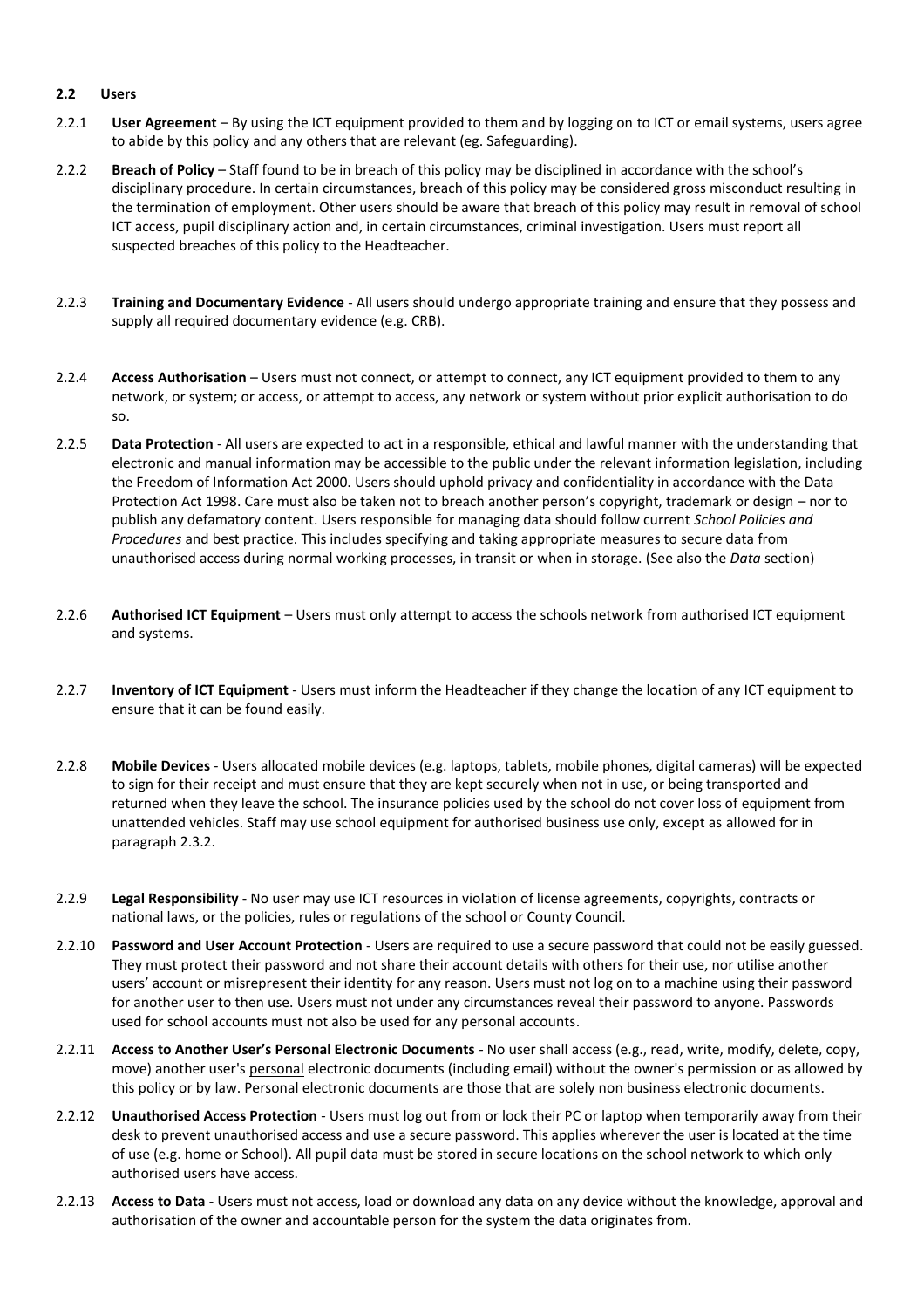### 2.2 Users

2.2.1 **User Agreement** – By using the ICT equipment provided to them and by logging on to ICT or email systems, users agree to abide by this policy and any others that are relevant (eg. Safeguarding).

2.2.2 **Breach of Policy** – Staff found to be in breach of this policy may be disciplined in accordance with the school's disciplinary procedure. In certain circumstances, breach of this policy may be considered gross misconduct resulting in the termination of employment. Other users should be aware that breach of this policy may result in removal of school ICT access, pupil disciplinary action and, in certain circumstances, criminal investigation. Users must report all suspected breaches of this policy to the Headteacher.

2.2.3 **Training and Documentary Evidence** - All users should undergo appropriate training and ensure that they possess and supply all required documentary evidence (e.g. CRB).

2.2.4 **Access Authorisation** – Users must not connect, or attempt to connect, any ICT equipment provided to them to any network, or system; or access, or attempt to access, any network or system without prior explicit authorisation to do so.

2.2.5 **Data Protection** - All users are expected to act in a responsible, ethical and lawful manner with the understanding that electronic and manual information may be accessible to the public under the relevant information legislation, including the Freedom of Information Act 2000. Users should uphold privacy and confidentiality in accordance with the Data Protection Act 1998. Care must also be taken not to breach another person's copyright, trademark or design – nor to publish any defamatory content. Users responsible for managing data should follow current *School Policies and Procedures* and best practice. This includes specifying and taking appropriate measures to secure data from unauthorised access during normal working processes, in transit or when in storage. (See also the *Data* section)

2.2.6 **Authorised ICT Equipment** – Users must only attempt to access the schools network from authorised ICT equipment and systems.

2.2.7 **Inventory of ICT Equipment** - Users must inform the Headteacher if they change the location of any ICT equipment to ensure that it can be found easily.

2.2.8 **Mobile Devices** - Users allocated mobile devices (e.g. laptops, tablets, mobile phones, digital cameras) will be expected to sign for their receipt and must ensure that they are kept securely when not in use, or being transported and returned when they leave the school. The insurance policies used by the school do not cover loss of equipment from unattended vehicles. Staff may use school equipment for authorised business use only, except as allowed for in paragraph 2.3.2.

2.2.9 **Legal Responsibility** - No user may use ICT resources in violation of license agreements, copyrights, contracts or national laws, or the policies, rules or regulations of the school or County Council.

2.2.10 **Password and User Account Protection** - Users are required to use a secure password that could not be easily guessed. They must protect their password and not share their account details with others for their use, nor utilise another users' account or misrepresent their identity for any reason. Users must not log on to a machine using their password for another user to then use. Users must not under any circumstances reveal their password to anyone. Passwords used for school accounts must not also be used for any personal accounts.

2.2.11 **Access to Another User's Personal Electronic Documents** - No user shall access (e.g., read, write, modify, delete, copy, move) another user's <u>personal</u> electronic documents (including email) without the owner's permission or as allowed by this policy or by law. Personal electronic documents are those that are solely non business electronic documents.

2.2.12 **Unauthorised Access Protection** - Users must log out from or lock their PC or laptop when temporarily away from their desk to prevent unauthorised access and use a secure password. This applies wherever the user is located at the time of use (e.g. home or School). All pupil data must be stored in secure locations on the school network to which only authorised users have access.

2.2.13 **Access to Data** - Users must not access, load or download any data on any device without the knowledge, approval and authorisation of the owner and accountable person for the system the data originates from.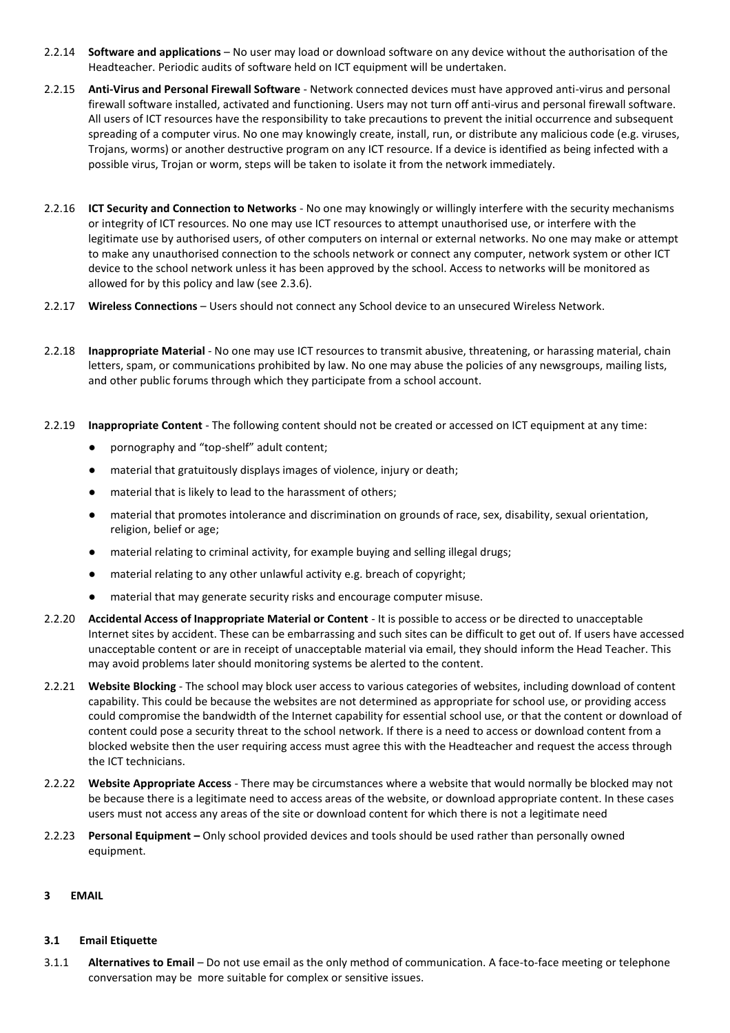2.2.14 **Software and applications** – No user may load or download software on any device without the authorisation of the Headteacher. Periodic audits of software held on ICT equipment will be undertaken.

2.2.15 **Anti-Virus and Personal Firewall Software** - Network connected devices must have approved anti-virus and personal firewall software installed, activated and functioning. Users may not turn off anti-virus and personal firewall software. All users of ICT resources have the responsibility to take precautions to prevent the initial occurrence and subsequent spreading of a computer virus. No one may knowingly create, install, run, or distribute any malicious code (e.g. viruses, Trojans, worms) or another destructive program on any ICT resource. If a device is identified as being infected with a possible virus, Trojan or worm, steps will be taken to isolate it from the network immediately.

2.2.16 **ICT Security and Connection to Networks** - No one may knowingly or willingly interfere with the security mechanisms or integrity of ICT resources. No one may use ICT resources to attempt unauthorised use, or interfere with the legitimate use by authorised users, of other computers on internal or external networks. No one may make or attempt to make any unauthorised connection to the schools network or connect any computer, network system or other ICT device to the school network unless it has been approved by the school. Access to networks will be monitored as allowed for by this policy and law (see 2.3.6).

2.2.17 **Wireless Connections** – Users should not connect any School device to an unsecured Wireless Network.

2.2.18 **Inappropriate Material** - No one may use ICT resources to transmit abusive, threatening, or harassing material, chain letters, spam, or communications prohibited by law. No one may abuse the policies of any newsgroups, mailing lists, and other public forums through which they participate from a school account.

2.2.19 **Inappropriate Content** - The following content should not be created or accessed on ICT equipment at any time:

- pornography and "top-shelf" adult content;
- material that gratuitously displays images of violence, injury or death;
- material that is likely to lead to the harassment of others;
- material that promotes intolerance and discrimination on grounds of race, sex, disability, sexual orientation, religion, belief or age;
- material relating to criminal activity, for example buying and selling illegal drugs;
- material relating to any other unlawful activity e.g. breach of copyright;
- material that may generate security risks and encourage computer misuse.

2.2.20 **Accidental Access of Inappropriate Material or Content** - It is possible to access or be directed to unacceptable Internet sites by accident. These can be embarrassing and such sites can be difficult to get out of. If users have accessed unacceptable content or are in receipt of unacceptable material via email, they should inform the Head Teacher. This may avoid problems later should monitoring systems be alerted to the content.

2.2.21 **Website Blocking** - The school may block user access to various categories of websites, including download of content capability. This could be because the websites are not determined as appropriate for school use, or providing access could compromise the bandwidth of the Internet capability for essential school use, or that the content or download of content could pose a security threat to the school network. If there is a need to access or download content from a blocked website then the user requiring access must agree this with the Headteacher and request the access through the ICT technicians.

2.2.22 **Website Appropriate Access** - There may be circumstances where a website that would normally be blocked may not be because there is a legitimate need to access areas of the website, or download appropriate content. In these cases users must not access any areas of the site or download content for which there is not a legitimate need

2.2.23 **Personal Equipment –** Only school provided devices and tools should be used rather than personally owned equipment.

## 3 EMAIL

### 3.1 Email Etiquette

3.1.1 **Alternatives to Email** – Do not use email as the only method of communication. A face-to-face meeting or telephone conversation may be more suitable for complex or sensitive issues.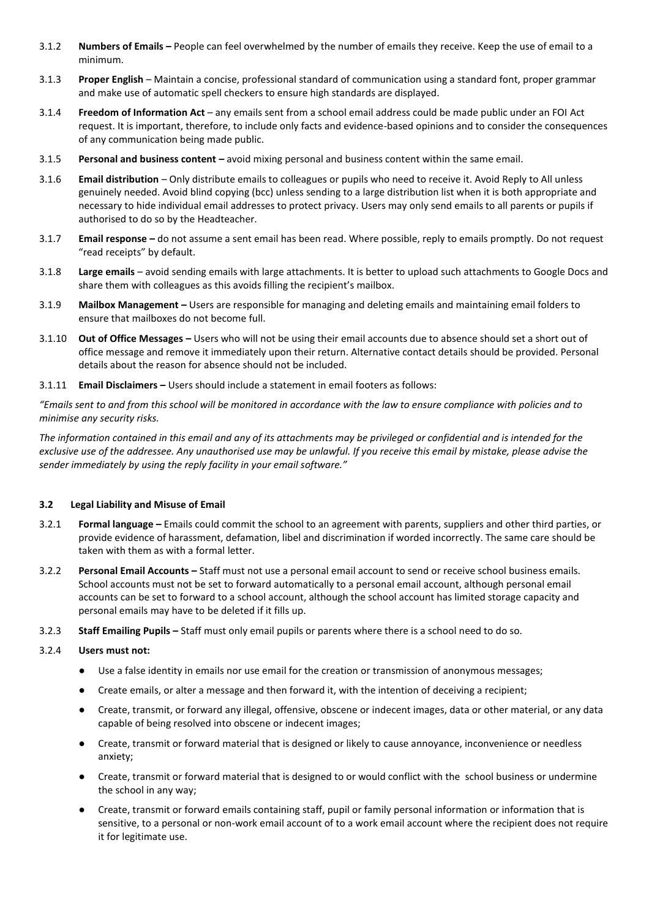3.1.2 **Numbers of Emails –** People can feel overwhelmed by the number of emails they receive. Keep the use of email to a minimum.

3.1.3 **Proper English** – Maintain a concise, professional standard of communication using a standard font, proper grammar and make use of automatic spell checkers to ensure high standards are displayed.

3.1.4 **Freedom of Information Act** – any emails sent from a school email address could be made public under an FOI Act request. It is important, therefore, to include only facts and evidence-based opinions and to consider the consequences of any communication being made public.

3.1.5 **Personal and business content –** avoid mixing personal and business content within the same email.

3.1.6 **Email distribution** – Only distribute emails to colleagues or pupils who need to receive it. Avoid Reply to All unless genuinely needed. Avoid blind copying (bcc) unless sending to a large distribution list when it is both appropriate and necessary to hide individual email addresses to protect privacy. Users may only send emails to all parents or pupils if authorised to do so by the Headteacher.

3.1.7 **Email response –** do not assume a sent email has been read. Where possible, reply to emails promptly. Do not request "read receipts" by default.

3.1.8 **Large emails** – avoid sending emails with large attachments. It is better to upload such attachments to Google Docs and share them with colleagues as this avoids filling the recipient's mailbox.

3.1.9 **Mailbox Management –** Users are responsible for managing and deleting emails and maintaining email folders to ensure that mailboxes do not become full.

3.1.10 **Out of Office Messages –** Users who will not be using their email accounts due to absence should set a short out of office message and remove it immediately upon their return. Alternative contact details should be provided. Personal details about the reason for absence should not be included.

3.1.11 **Email Disclaimers –** Users should include a statement in email footers as follows:

*"Emails sent to and from this school will be monitored in accordance with the law to ensure compliance with policies and to minimise any security risks.*

*The information contained in this email and any of its attachments may be privileged or confidential and is intended for the exclusive use of the addressee. Any unauthorised use may be unlawful. If you receive this email by mistake, please advise the sender immediately by using the reply facility in your email software."*

### 3.2 Legal Liability and Misuse of Email

3.2.1 **Formal language –** Emails could commit the school to an agreement with parents, suppliers and other third parties, or provide evidence of harassment, defamation, libel and discrimination if worded incorrectly. The same care should be taken with them as with a formal letter.

3.2.2 **Personal Email Accounts –** Staff must not use a personal email account to send or receive school business emails. School accounts must not be set to forward automatically to a personal email account, although personal email accounts can be set to forward to a school account, although the school account has limited storage capacity and personal emails may have to be deleted if it fills up.

3.2.3 **Staff Emailing Pupils –** Staff must only email pupils or parents where there is a school need to do so.

3.2.4 **Users must not:**

- Use a false identity in emails nor use email for the creation or transmission of anonymous messages;
- Create emails, or alter a message and then forward it, with the intention of deceiving a recipient;
- Create, transmit, or forward any illegal, offensive, obscene or indecent images, data or other material, or any data capable of being resolved into obscene or indecent images;
- Create, transmit or forward material that is designed or likely to cause annoyance, inconvenience or needless anxiety;
- Create, transmit or forward material that is designed to or would conflict with the school business or undermine the school in any way;
- Create, transmit or forward emails containing staff, pupil or family personal information or information that is sensitive, to a personal or non-work email account of to a work email account where the recipient does not require it for legitimate use.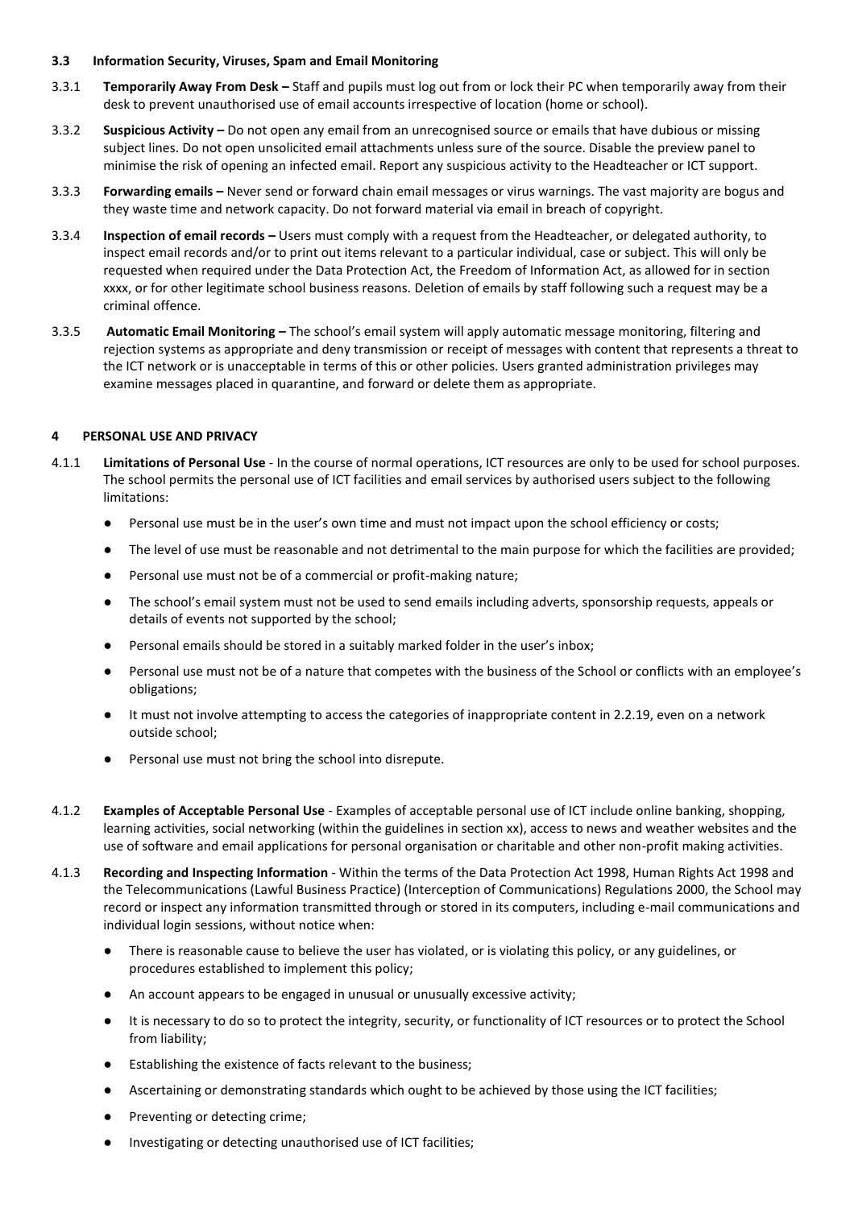### 3.3 Information Security, Viruses, Spam and Email Monitoring

3.3.1 **Temporarily Away From Desk –** Staff and pupils must log out from or lock their PC when temporarily away from their desk to prevent unauthorised use of email accounts irrespective of location (home or school).

3.3.2 **Suspicious Activity –** Do not open any email from an unrecognised source or emails that have dubious or missing subject lines. Do not open unsolicited email attachments unless sure of the source. Disable the preview panel to minimise the risk of opening an infected email. Report any suspicious activity to the Headteacher or ICT support.

3.3.3 **Forwarding emails –** Never send or forward chain email messages or virus warnings. The vast majority are bogus and they waste time and network capacity. Do not forward material via email in breach of copyright.

3.3.4 **Inspection of email records –** Users must comply with a request from the Headteacher, or delegated authority, to inspect email records and/or to print out items relevant to a particular individual, case or subject. This will only be requested when required under the Data Protection Act, the Freedom of Information Act, as allowed for in section xxxx, or for other legitimate school business reasons. Deletion of emails by staff following such a request may be a criminal offence.

3.3.5 **Automatic Email Monitoring –** The school's email system will apply automatic message monitoring, filtering and rejection systems as appropriate and deny transmission or receipt of messages with content that represents a threat to the ICT network or is unacceptable in terms of this or other policies. Users granted administration privileges may examine messages placed in quarantine, and forward or delete them as appropriate.

## 4 PERSONAL USE AND PRIVACY

4.1.1 **Limitations of Personal Use** - In the course of normal operations, ICT resources are only to be used for school purposes. The school permits the personal use of ICT facilities and email services by authorised users subject to the following limitations:

- Personal use must be in the user's own time and must not impact upon the school efficiency or costs;
- The level of use must be reasonable and not detrimental to the main purpose for which the facilities are provided;
- Personal use must not be of a commercial or profit-making nature;
- The school's email system must not be used to send emails including adverts, sponsorship requests, appeals or details of events not supported by the school;
- Personal emails should be stored in a suitably marked folder in the user's inbox;
- Personal use must not be of a nature that competes with the business of the School or conflicts with an employee's obligations;
- It must not involve attempting to access the categories of inappropriate content in 2.2.19, even on a network outside school;
- Personal use must not bring the school into disrepute.

4.1.2 **Examples of Acceptable Personal Use** - Examples of acceptable personal use of ICT include online banking, shopping, learning activities, social networking (within the guidelines in section xx), access to news and weather websites and the use of software and email applications for personal organisation or charitable and other non-profit making activities.

4.1.3 **Recording and Inspecting Information** - Within the terms of the Data Protection Act 1998, Human Rights Act 1998 and the Telecommunications (Lawful Business Practice) (Interception of Communications) Regulations 2000, the School may record or inspect any information transmitted through or stored in its computers, including e-mail communications and individual login sessions, without notice when:

- There is reasonable cause to believe the user has violated, or is violating this policy, or any guidelines, or procedures established to implement this policy;
- An account appears to be engaged in unusual or unusually excessive activity;
- It is necessary to do so to protect the integrity, security, or functionality of ICT resources or to protect the School from liability;
- Establishing the existence of facts relevant to the business;
- Ascertaining or demonstrating standards which ought to be achieved by those using the ICT facilities;
- Preventing or detecting crime;
- Investigating or detecting unauthorised use of ICT facilities;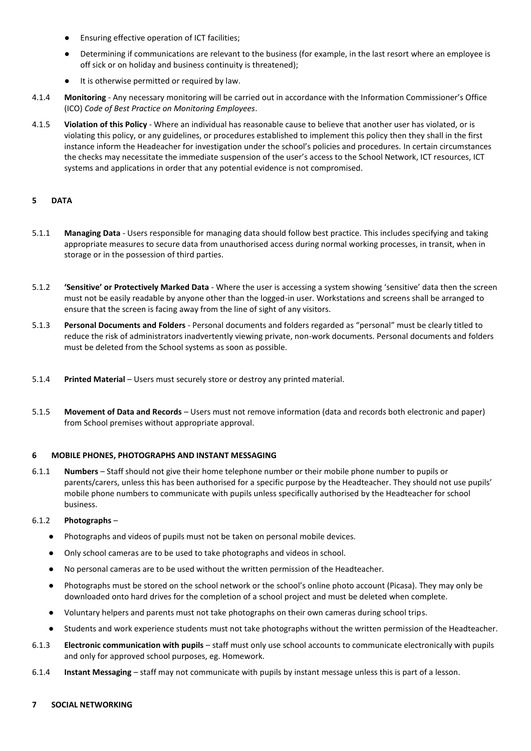- Ensuring effective operation of ICT facilities;
- Determining if communications are relevant to the business (for example, in the last resort where an employee is off sick or on holiday and business continuity is threatened);
- It is otherwise permitted or required by law.

4.1.4 **Monitoring** - Any necessary monitoring will be carried out in accordance with the Information Commissioner's Office (ICO) *Code of Best Practice on Monitoring Employees*.

4.1.5 **Violation of this Policy** - Where an individual has reasonable cause to believe that another user has violated, or is violating this policy, or any guidelines, or procedures established to implement this policy then they shall in the first instance inform the Headeacher for investigation under the school's policies and procedures. In certain circumstances the checks may necessitate the immediate suspension of the user's access to the School Network, ICT resources, ICT systems and applications in order that any potential evidence is not compromised.

## 5 DATA

5.1.1 **Managing Data** - Users responsible for managing data should follow best practice. This includes specifying and taking appropriate measures to secure data from unauthorised access during normal working processes, in transit, when in storage or in the possession of third parties.

5.1.2 **'Sensitive' or Protectively Marked Data** - Where the user is accessing a system showing 'sensitive' data then the screen must not be easily readable by anyone other than the logged-in user. Workstations and screens shall be arranged to ensure that the screen is facing away from the line of sight of any visitors.

5.1.3 **Personal Documents and Folders** - Personal documents and folders regarded as "personal" must be clearly titled to reduce the risk of administrators inadvertently viewing private, non-work documents. Personal documents and folders must be deleted from the School systems as soon as possible.

5.1.4 **Printed Material** – Users must securely store or destroy any printed material.

5.1.5 **Movement of Data and Records** – Users must not remove information (data and records both electronic and paper) from School premises without appropriate approval.

## 6 MOBILE PHONES, PHOTOGRAPHS AND INSTANT MESSAGING

6.1.1 **Numbers** – Staff should not give their home telephone number or their mobile phone number to pupils or parents/carers, unless this has been authorised for a specific purpose by the Headteacher. They should not use pupils' mobile phone numbers to communicate with pupils unless specifically authorised by the Headteacher for school business.

6.1.2 **Photographs** –

- Photographs and videos of pupils must not be taken on personal mobile devices.
- Only school cameras are to be used to take photographs and videos in school.
- No personal cameras are to be used without the written permission of the Headteacher.
- Photographs must be stored on the school network or the school's online photo account (Picasa). They may only be downloaded onto hard drives for the completion of a school project and must be deleted when complete.
- Voluntary helpers and parents must not take photographs on their own cameras during school trips.
- Students and work experience students must not take photographs without the written permission of the Headteacher.

6.1.3 **Electronic communication with pupils** – staff must only use school accounts to communicate electronically with pupils and only for approved school purposes, eg. Homework.

6.1.4 **Instant Messaging** – staff may not communicate with pupils by instant message unless this is part of a lesson.

## 7 SOCIAL NETWORKING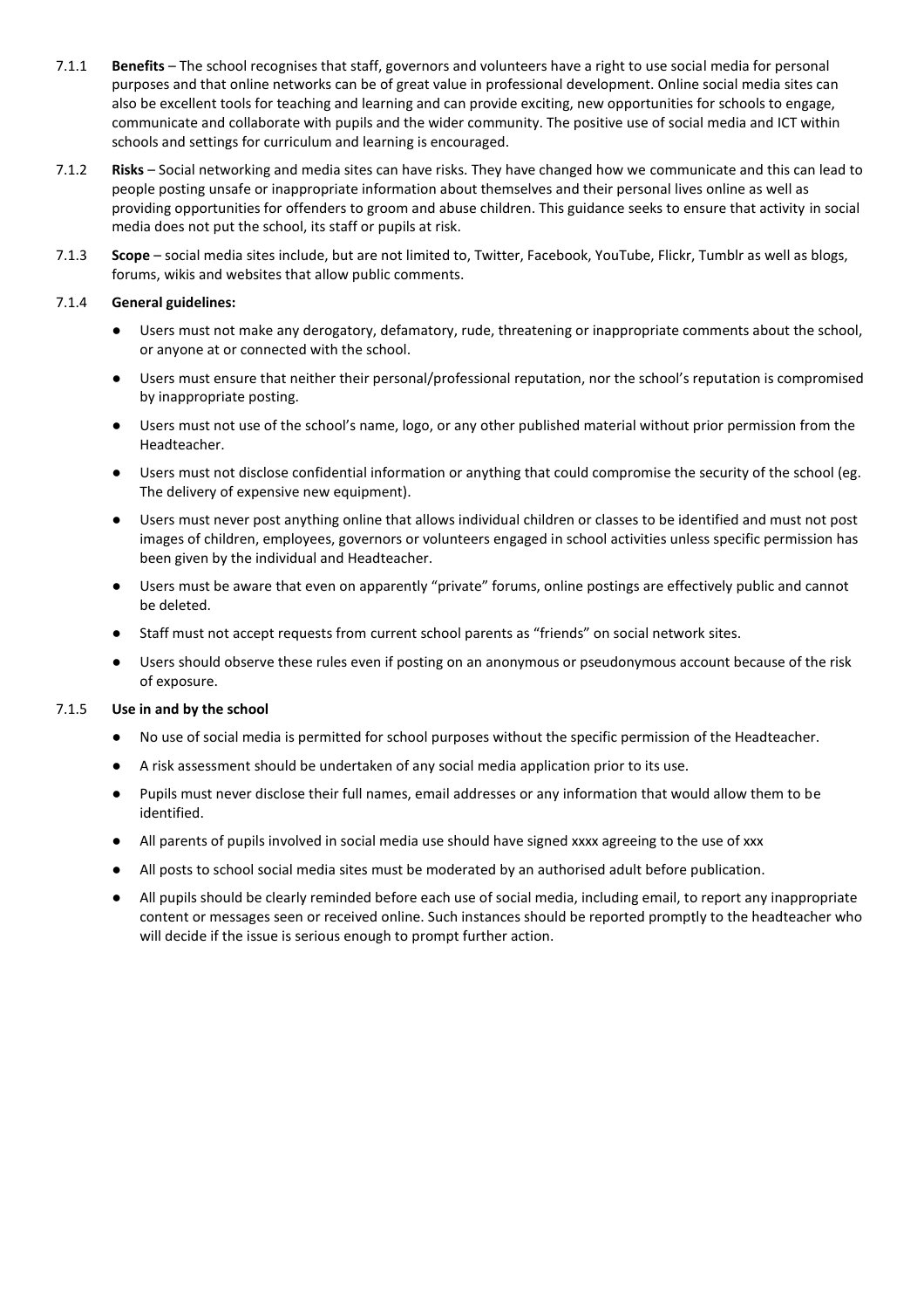7.1.1 **Benefits** – The school recognises that staff, governors and volunteers have a right to use social media for personal purposes and that online networks can be of great value in professional development. Online social media sites can also be excellent tools for teaching and learning and can provide exciting, new opportunities for schools to engage, communicate and collaborate with pupils and the wider community. The positive use of social media and ICT within schools and settings for curriculum and learning is encouraged.

7.1.2 **Risks** – Social networking and media sites can have risks. They have changed how we communicate and this can lead to people posting unsafe or inappropriate information about themselves and their personal lives online as well as providing opportunities for offenders to groom and abuse children. This guidance seeks to ensure that activity in social media does not put the school, its staff or pupils at risk.

7.1.3 **Scope** – social media sites include, but are not limited to, Twitter, Facebook, YouTube, Flickr, Tumblr as well as blogs, forums, wikis and websites that allow public comments.

7.1.4 **General guidelines:**

- Users must not make any derogatory, defamatory, rude, threatening or inappropriate comments about the school, or anyone at or connected with the school.
- Users must ensure that neither their personal/professional reputation, nor the school's reputation is compromised by inappropriate posting.
- Users must not use of the school's name, logo, or any other published material without prior permission from the Headteacher.
- Users must not disclose confidential information or anything that could compromise the security of the school (eg. The delivery of expensive new equipment).
- Users must never post anything online that allows individual children or classes to be identified and must not post images of children, employees, governors or volunteers engaged in school activities unless specific permission has been given by the individual and Headteacher.
- Users must be aware that even on apparently "private" forums, online postings are effectively public and cannot be deleted.
- Staff must not accept requests from current school parents as "friends" on social network sites.
- Users should observe these rules even if posting on an anonymous or pseudonymous account because of the risk of exposure.

7.1.5 **Use in and by the school**

- No use of social media is permitted for school purposes without the specific permission of the Headteacher.
- A risk assessment should be undertaken of any social media application prior to its use.
- Pupils must never disclose their full names, email addresses or any information that would allow them to be identified.
- All parents of pupils involved in social media use should have signed xxxx agreeing to the use of xxx
- All posts to school social media sites must be moderated by an authorised adult before publication.
- All pupils should be clearly reminded before each use of social media, including email, to report any inappropriate content or messages seen or received online. Such instances should be reported promptly to the headteacher who will decide if the issue is serious enough to prompt further action.